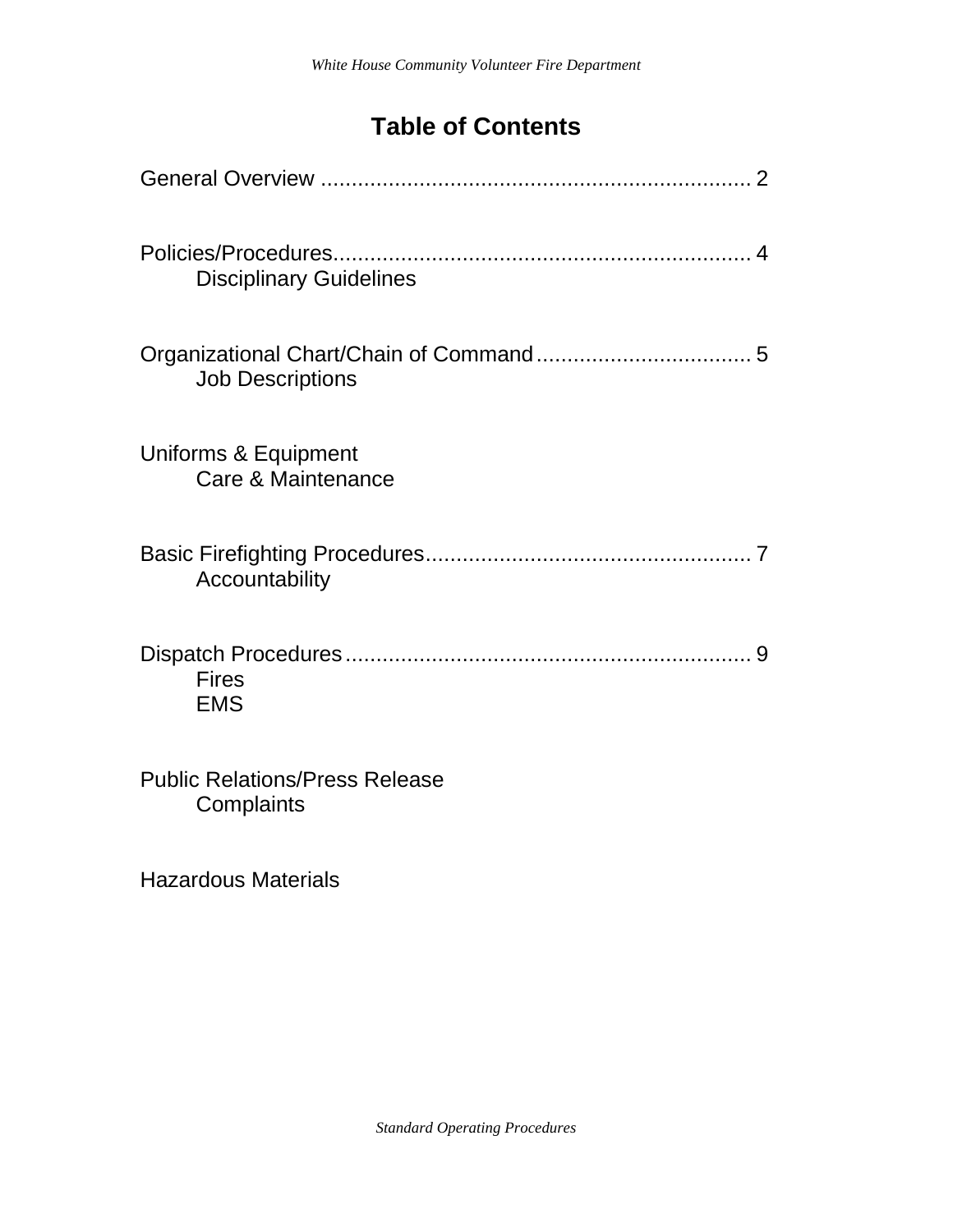# Table of Contents

General Overview ..................................................................... 2

Policies/Procedures................................................................... 4
- Disciplinary Guidelines

Organizational Chart/Chain of Command................................... 5
- Job Descriptions

Uniforms & Equipment
- Care & Maintenance

Basic Firefighting Procedures..................................................... 7
- Accountability

Dispatch Procedures.................................................................. 9
- Fires
- EMS

Public Relations/Press Release
- Complaints

Hazardous Materials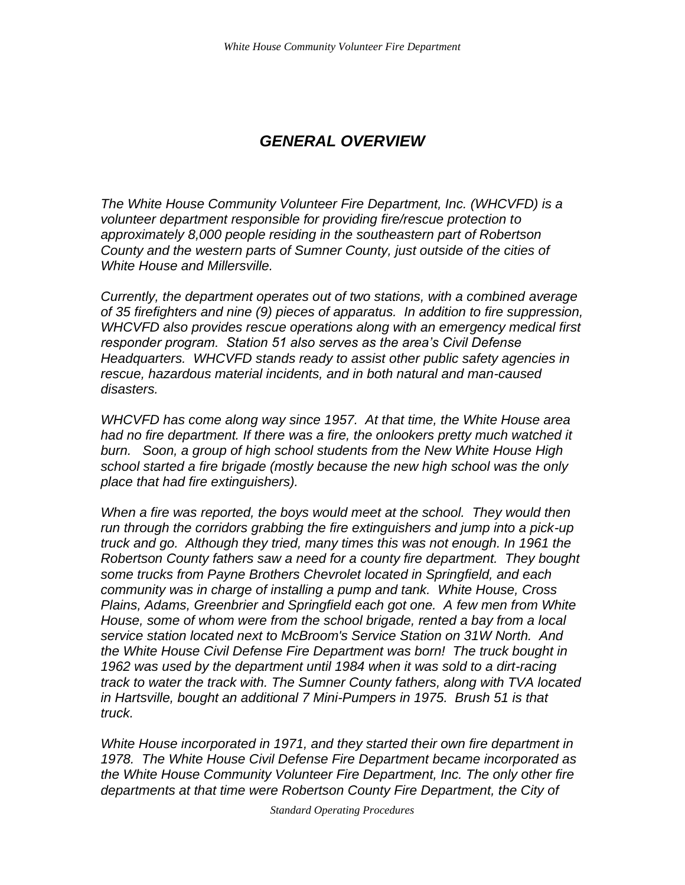# *GENERAL OVERVIEW*

*The White House Community Volunteer Fire Department, Inc. (WHCVFD) is a volunteer department responsible for providing fire/rescue protection to approximately 8,000 people residing in the southeastern part of Robertson County and the western parts of Sumner County, just outside of the cities of White House and Millersville.*

*Currently, the department operates out of two stations, with a combined average of 35 firefighters and nine (9) pieces of apparatus. In addition to fire suppression, WHCVFD also provides rescue operations along with an emergency medical first responder program. Station 51 also serves as the area's Civil Defense Headquarters. WHCVFD stands ready to assist other public safety agencies in rescue, hazardous material incidents, and in both natural and man-caused disasters.*

*WHCVFD has come along way since 1957. At that time, the White House area had no fire department. If there was a fire, the onlookers pretty much watched it burn. Soon, a group of high school students from the New White House High school started a fire brigade (mostly because the new high school was the only place that had fire extinguishers).*

*When a fire was reported, the boys would meet at the school. They would then run through the corridors grabbing the fire extinguishers and jump into a pick-up truck and go. Although they tried, many times this was not enough. In 1961 the Robertson County fathers saw a need for a county fire department. They bought some trucks from Payne Brothers Chevrolet located in Springfield, and each community was in charge of installing a pump and tank. White House, Cross Plains, Adams, Greenbrier and Springfield each got one. A few men from White House, some of whom were from the school brigade, rented a bay from a local service station located next to McBroom's Service Station on 31W North. And the White House Civil Defense Fire Department was born! The truck bought in 1962 was used by the department until 1984 when it was sold to a dirt-racing track to water the track with. The Sumner County fathers, along with TVA located in Hartsville, bought an additional 7 Mini-Pumpers in 1975. Brush 51 is that truck.*

*White House incorporated in 1971, and they started their own fire department in 1978. The White House Civil Defense Fire Department became incorporated as the White House Community Volunteer Fire Department, Inc. The only other fire departments at that time were Robertson County Fire Department, the City of*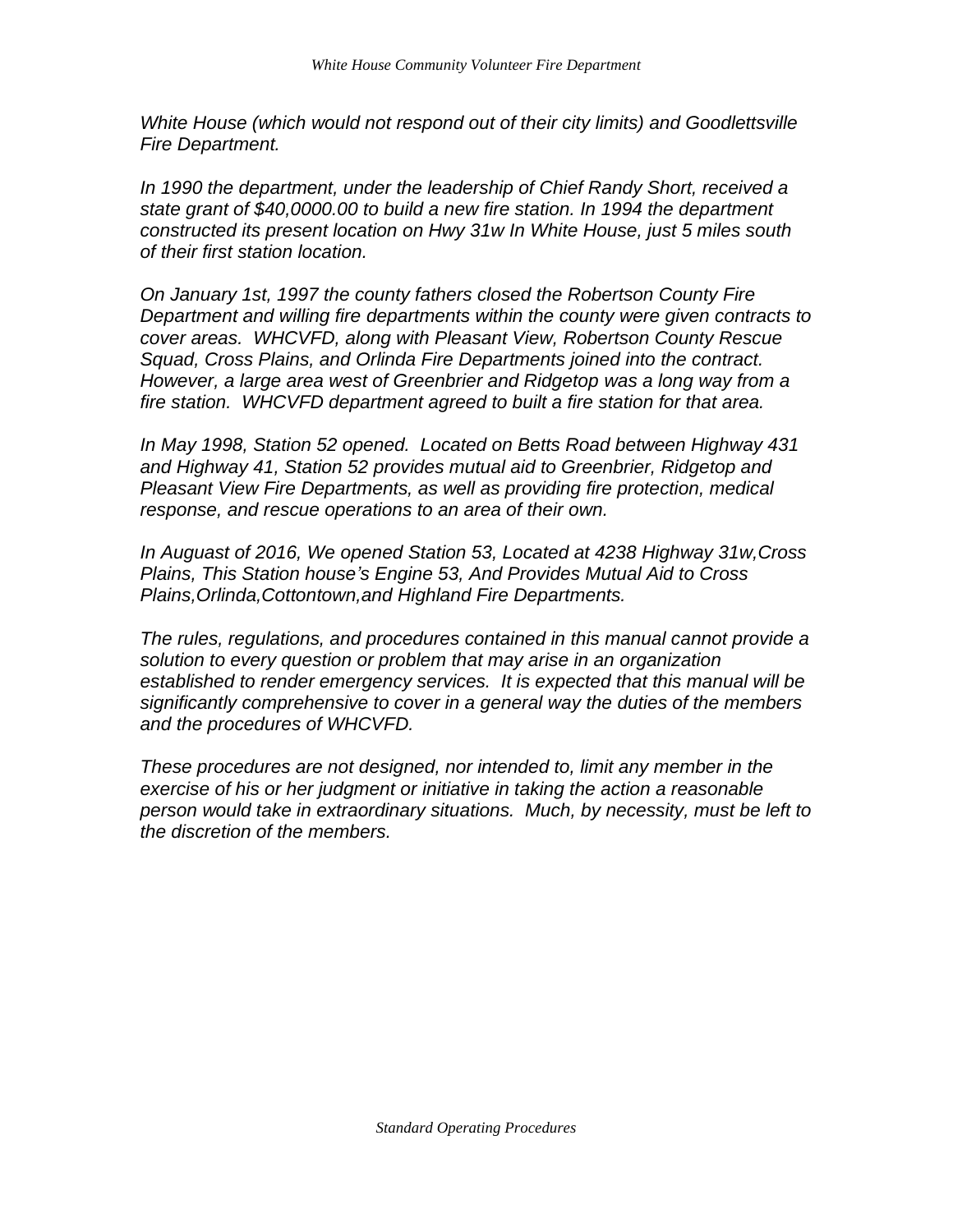*White House (which would not respond out of their city limits) and Goodlettsville Fire Department.*

*In 1990 the department, under the leadership of Chief Randy Short, received a state grant of $40,0000.00 to build a new fire station. In 1994 the department constructed its present location on Hwy 31w In White House, just 5 miles south of their first station location.*

*On January 1st, 1997 the county fathers closed the Robertson County Fire Department and willing fire departments within the county were given contracts to cover areas. WHCVFD, along with Pleasant View, Robertson County Rescue Squad, Cross Plains, and Orlinda Fire Departments joined into the contract. However, a large area west of Greenbrier and Ridgetop was a long way from a fire station. WHCVFD department agreed to built a fire station for that area.*

*In May 1998, Station 52 opened. Located on Betts Road between Highway 431 and Highway 41, Station 52 provides mutual aid to Greenbrier, Ridgetop and Pleasant View Fire Departments, as well as providing fire protection, medical response, and rescue operations to an area of their own.*

*In Auguast of 2016, We opened Station 53, Located at 4238 Highway 31w,Cross Plains, This Station house's Engine 53, And Provides Mutual Aid to Cross Plains,Orlinda,Cottontown,and Highland Fire Departments.*

*The rules, regulations, and procedures contained in this manual cannot provide a solution to every question or problem that may arise in an organization established to render emergency services. It is expected that this manual will be significantly comprehensive to cover in a general way the duties of the members and the procedures of WHCVFD.*

*These procedures are not designed, nor intended to, limit any member in the exercise of his or her judgment or initiative in taking the action a reasonable person would take in extraordinary situations. Much, by necessity, must be left to the discretion of the members.*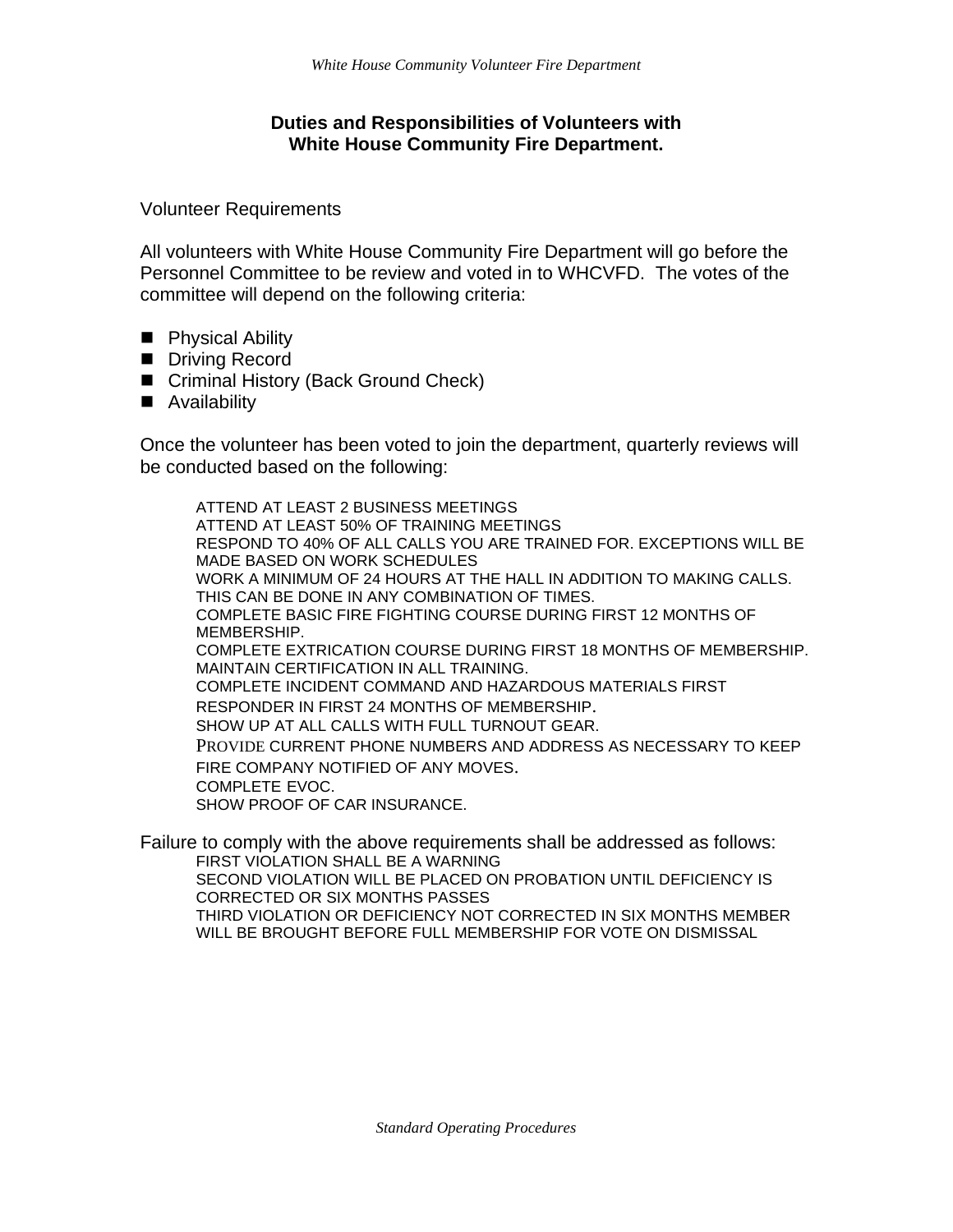## Duties and Responsibilities of Volunteers with White House Community Fire Department.

Volunteer Requirements

All volunteers with White House Community Fire Department will go before the Personnel Committee to be review and voted in to WHCVFD. The votes of the committee will depend on the following criteria:

- Physical Ability
- Driving Record
- Criminal History (Back Ground Check)
- Availability

Once the volunteer has been voted to join the department, quarterly reviews will be conducted based on the following:

ATTEND AT LEAST 2 BUSINESS MEETINGS
ATTEND AT LEAST 50% OF TRAINING MEETINGS
RESPOND TO 40% OF ALL CALLS YOU ARE TRAINED FOR. EXCEPTIONS WILL BE MADE BASED ON WORK SCHEDULES
WORK A MINIMUM OF 24 HOURS AT THE HALL IN ADDITION TO MAKING CALLS. THIS CAN BE DONE IN ANY COMBINATION OF TIMES.
COMPLETE BASIC FIRE FIGHTING COURSE DURING FIRST 12 MONTHS OF MEMBERSHIP.
COMPLETE EXTRICATION COURSE DURING FIRST 18 MONTHS OF MEMBERSHIP.
MAINTAIN CERTIFICATION IN ALL TRAINING.
COMPLETE INCIDENT COMMAND AND HAZARDOUS MATERIALS FIRST RESPONDER IN FIRST 24 MONTHS OF MEMBERSHIP.
SHOW UP AT ALL CALLS WITH FULL TURNOUT GEAR.
PROVIDE CURRENT PHONE NUMBERS AND ADDRESS AS NECESSARY TO KEEP FIRE COMPANY NOTIFIED OF ANY MOVES.
COMPLETE EVOC.
SHOW PROOF OF CAR INSURANCE.

Failure to comply with the above requirements shall be addressed as follows:

FIRST VIOLATION SHALL BE A WARNING
SECOND VIOLATION WILL BE PLACED ON PROBATION UNTIL DEFICIENCY IS CORRECTED OR SIX MONTHS PASSES
THIRD VIOLATION OR DEFICIENCY NOT CORRECTED IN SIX MONTHS MEMBER WILL BE BROUGHT BEFORE FULL MEMBERSHIP FOR VOTE ON DISMISSAL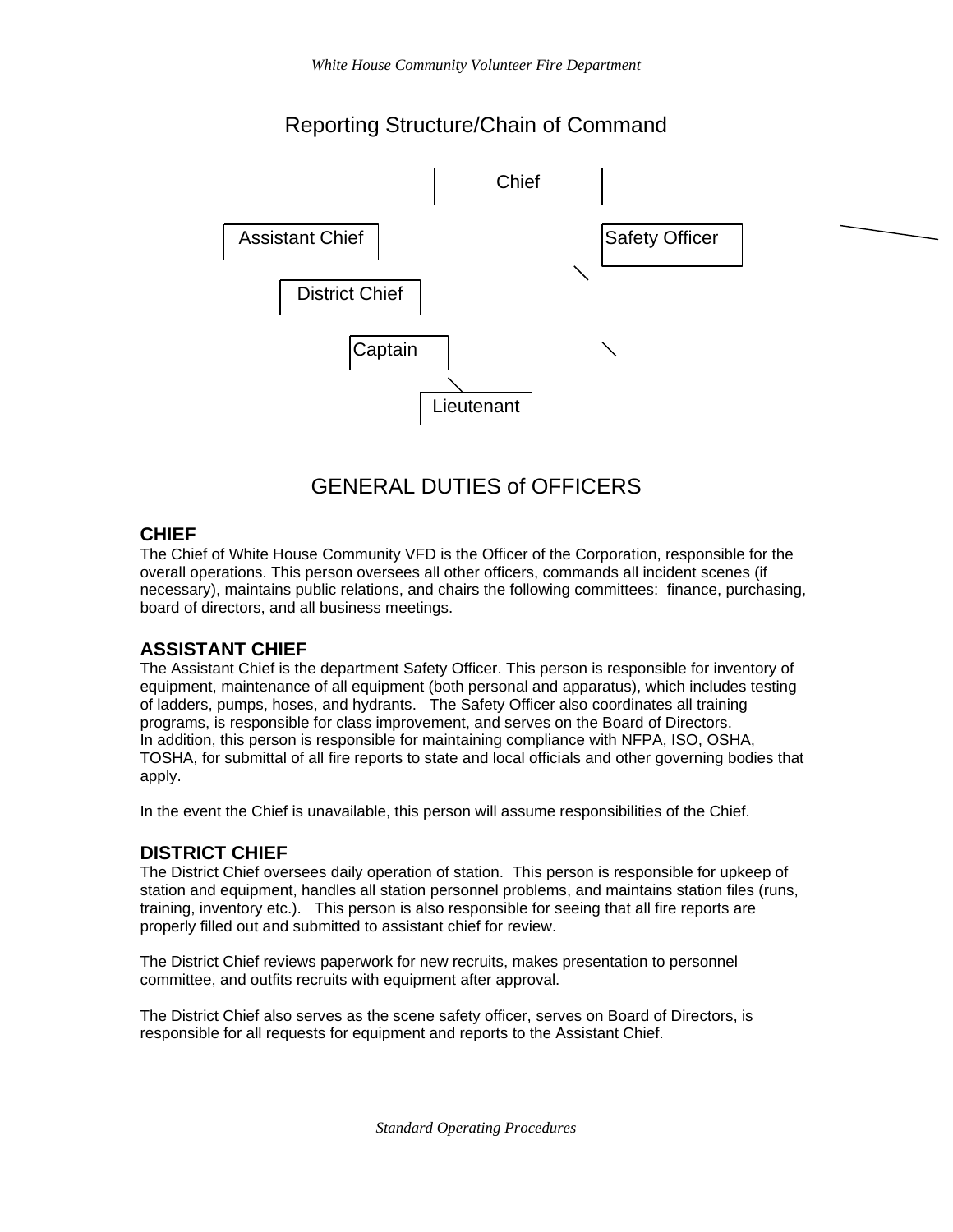## Reporting Structure/Chain of Command

Chief

Assistant Chief

Safety Officer

District Chief

Captain

Lieutenant

## GENERAL DUTIES of OFFICERS

### CHIEF

The Chief of White House Community VFD is the Officer of the Corporation, responsible for the overall operations. This person oversees all other officers, commands all incident scenes (if necessary), maintains public relations, and chairs the following committees: finance, purchasing, board of directors, and all business meetings.

### ASSISTANT CHIEF

The Assistant Chief is the department Safety Officer. This person is responsible for inventory of equipment, maintenance of all equipment (both personal and apparatus), which includes testing of ladders, pumps, hoses, and hydrants. The Safety Officer also coordinates all training programs, is responsible for class improvement, and serves on the Board of Directors. In addition, this person is responsible for maintaining compliance with NFPA, ISO, OSHA, TOSHA, for submittal of all fire reports to state and local officials and other governing bodies that apply.

In the event the Chief is unavailable, this person will assume responsibilities of the Chief.

### DISTRICT CHIEF

The District Chief oversees daily operation of station. This person is responsible for upkeep of station and equipment, handles all station personnel problems, and maintains station files (runs, training, inventory etc.). This person is also responsible for seeing that all fire reports are properly filled out and submitted to assistant chief for review.

The District Chief reviews paperwork for new recruits, makes presentation to personnel committee, and outfits recruits with equipment after approval.

The District Chief also serves as the scene safety officer, serves on Board of Directors, is responsible for all requests for equipment and reports to the Assistant Chief.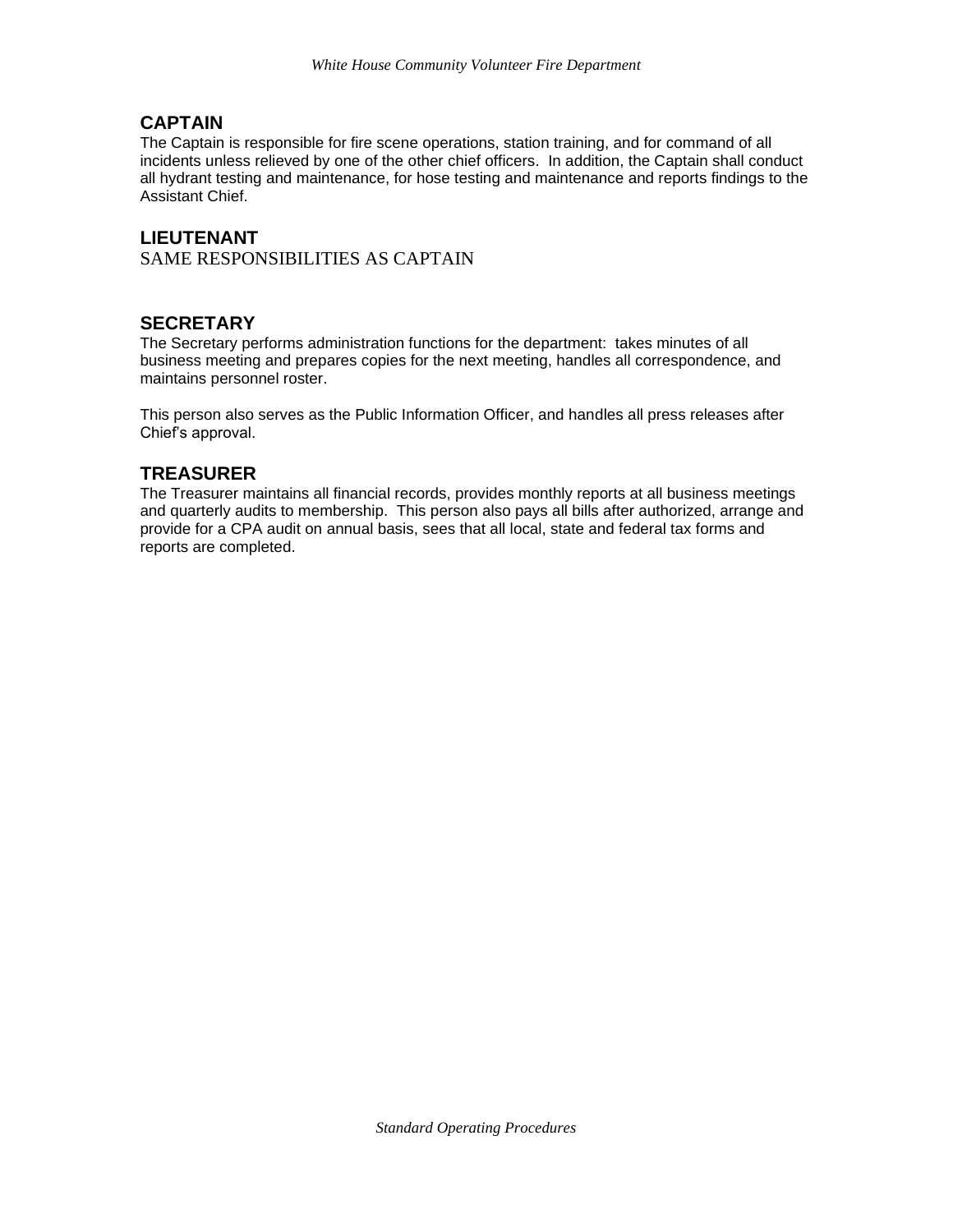## CAPTAIN

The Captain is responsible for fire scene operations, station training, and for command of all incidents unless relieved by one of the other chief officers. In addition, the Captain shall conduct all hydrant testing and maintenance, for hose testing and maintenance and reports findings to the Assistant Chief.

## LIEUTENANT

SAME RESPONSIBILITIES AS CAPTAIN

## SECRETARY

The Secretary performs administration functions for the department: takes minutes of all business meeting and prepares copies for the next meeting, handles all correspondence, and maintains personnel roster.

This person also serves as the Public Information Officer, and handles all press releases after Chief's approval.

## TREASURER

The Treasurer maintains all financial records, provides monthly reports at all business meetings and quarterly audits to membership. This person also pays all bills after authorized, arrange and provide for a CPA audit on annual basis, sees that all local, state and federal tax forms and reports are completed.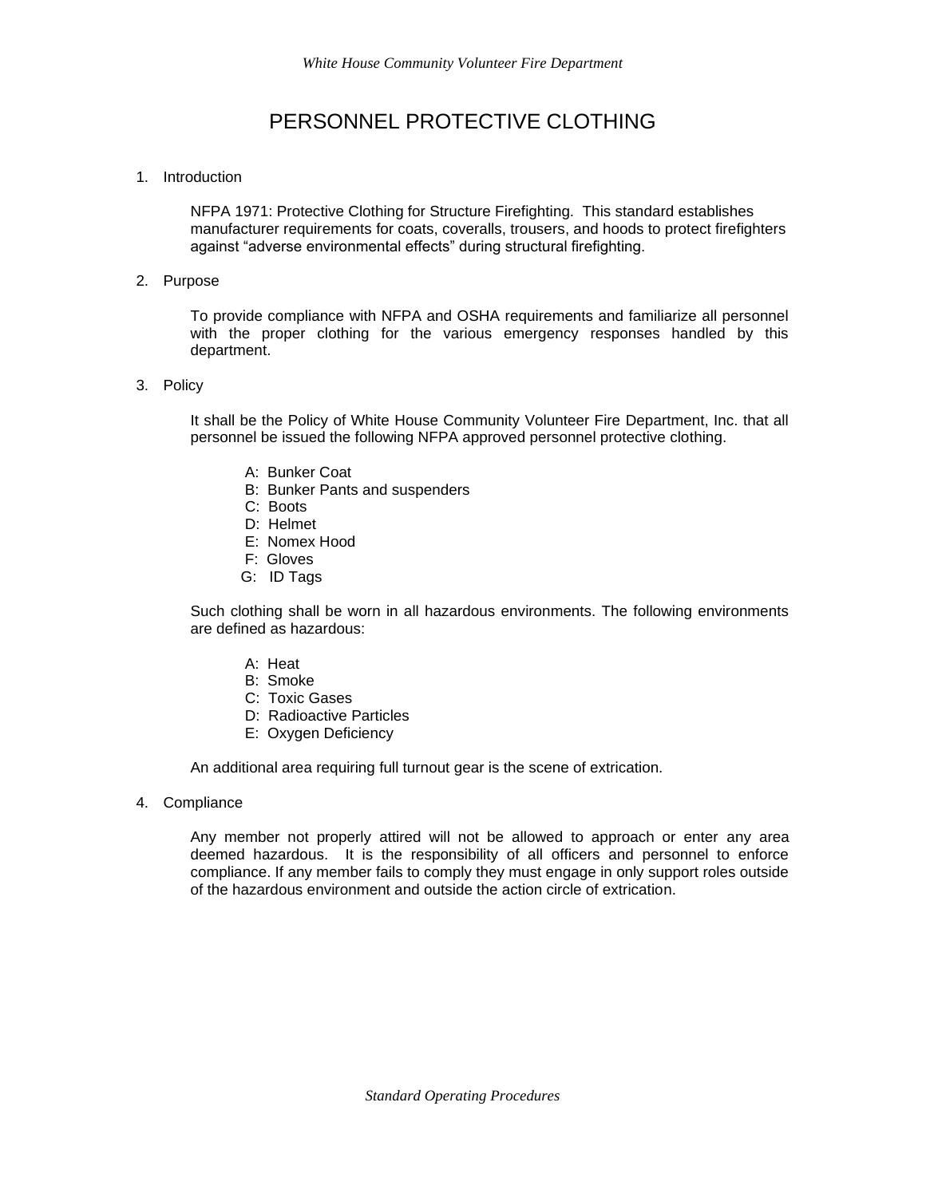# PERSONNEL PROTECTIVE CLOTHING

1. Introduction

   NFPA 1971: Protective Clothing for Structure Firefighting. This standard establishes manufacturer requirements for coats, coveralls, trousers, and hoods to protect firefighters against "adverse environmental effects" during structural firefighting.

2. Purpose

   To provide compliance with NFPA and OSHA requirements and familiarize all personnel with the proper clothing for the various emergency responses handled by this department.

3. Policy

   It shall be the Policy of White House Community Volunteer Fire Department, Inc. that all personnel be issued the following NFPA approved personnel protective clothing.

   A: Bunker Coat
   B: Bunker Pants and suspenders
   C: Boots
   D: Helmet
   E: Nomex Hood
   F: Gloves
   G: ID Tags

   Such clothing shall be worn in all hazardous environments. The following environments are defined as hazardous:

   A: Heat
   B: Smoke
   C: Toxic Gases
   D: Radioactive Particles
   E: Oxygen Deficiency

   An additional area requiring full turnout gear is the scene of extrication.

4. Compliance

   Any member not properly attired will not be allowed to approach or enter any area deemed hazardous. It is the responsibility of all officers and personnel to enforce compliance. If any member fails to comply they must engage in only support roles outside of the hazardous environment and outside the action circle of extrication.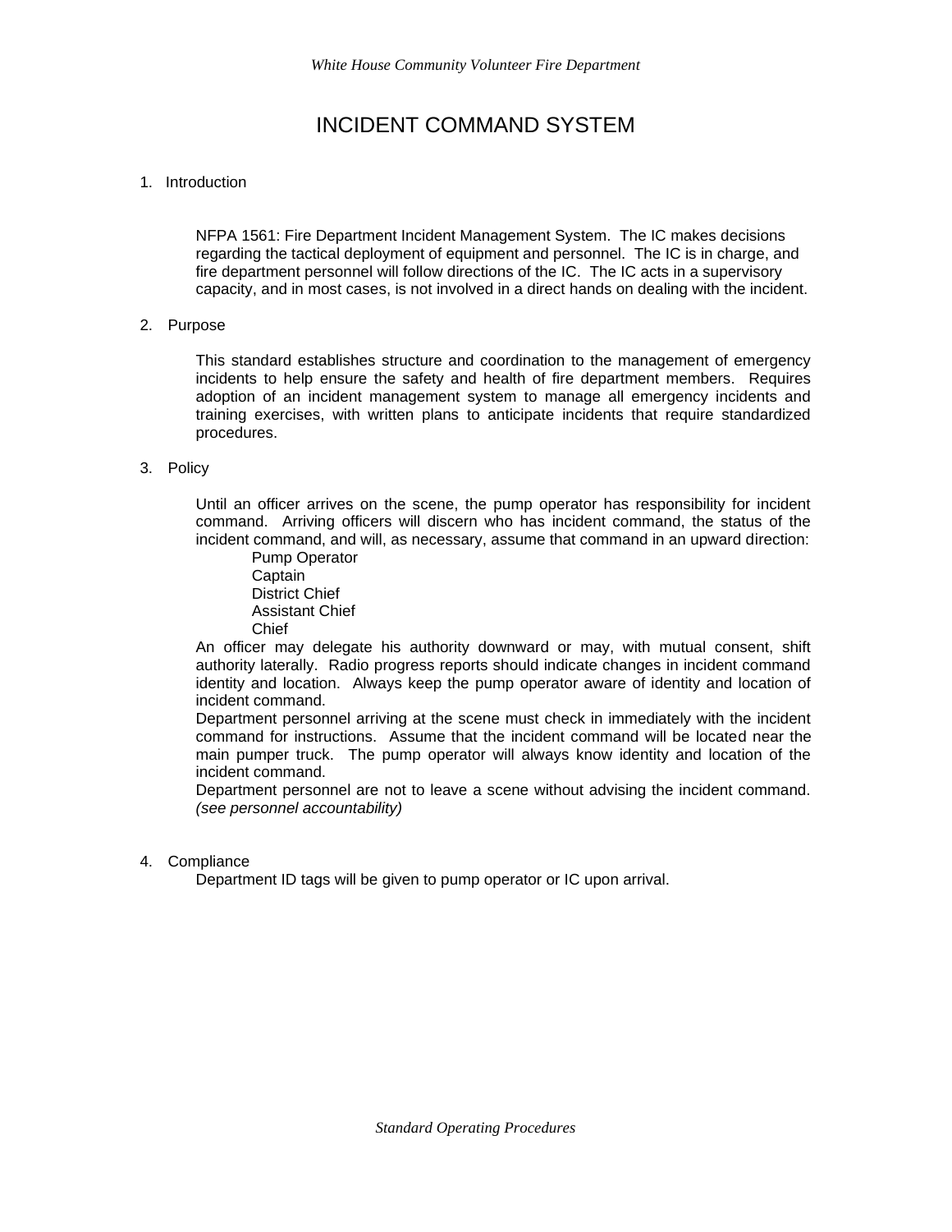# INCIDENT COMMAND SYSTEM

1. Introduction

NFPA 1561: Fire Department Incident Management System. The IC makes decisions regarding the tactical deployment of equipment and personnel. The IC is in charge, and fire department personnel will follow directions of the IC. The IC acts in a supervisory capacity, and in most cases, is not involved in a direct hands on dealing with the incident.

2. Purpose

This standard establishes structure and coordination to the management of emergency incidents to help ensure the safety and health of fire department members. Requires adoption of an incident management system to manage all emergency incidents and training exercises, with written plans to anticipate incidents that require standardized procedures.

3. Policy

Until an officer arrives on the scene, the pump operator has responsibility for incident command. Arriving officers will discern who has incident command, the status of the incident command, and will, as necessary, assume that command in an upward direction:

- Pump Operator
- Captain
- District Chief
- Assistant Chief
- Chief

An officer may delegate his authority downward or may, with mutual consent, shift authority laterally. Radio progress reports should indicate changes in incident command identity and location. Always keep the pump operator aware of identity and location of incident command.

Department personnel arriving at the scene must check in immediately with the incident command for instructions. Assume that the incident command will be located near the main pumper truck. The pump operator will always know identity and location of the incident command.

Department personnel are not to leave a scene without advising the incident command. *(see personnel accountability)*

4. Compliance

Department ID tags will be given to pump operator or IC upon arrival.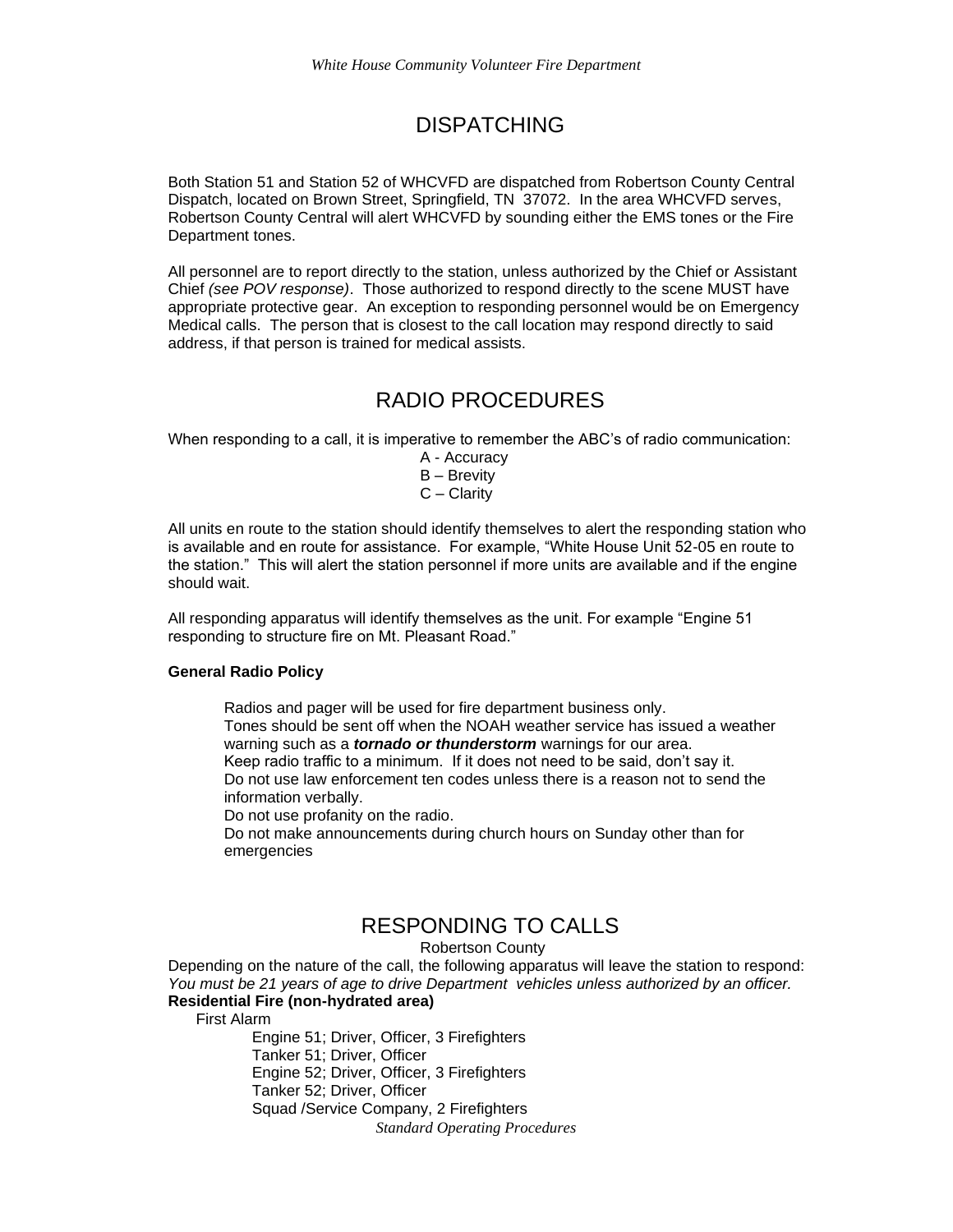# DISPATCHING

Both Station 51 and Station 52 of WHCVFD are dispatched from Robertson County Central Dispatch, located on Brown Street, Springfield, TN 37072. In the area WHCVFD serves, Robertson County Central will alert WHCVFD by sounding either the EMS tones or the Fire Department tones.

All personnel are to report directly to the station, unless authorized by the Chief or Assistant Chief *(see POV response)*. Those authorized to respond directly to the scene MUST have appropriate protective gear. An exception to responding personnel would be on Emergency Medical calls. The person that is closest to the call location may respond directly to said address, if that person is trained for medical assists.

# RADIO PROCEDURES

When responding to a call, it is imperative to remember the ABC's of radio communication:

A - Accuracy
B – Brevity
C – Clarity

All units en route to the station should identify themselves to alert the responding station who is available and en route for assistance. For example, "White House Unit 52-05 en route to the station." This will alert the station personnel if more units are available and if the engine should wait.

All responding apparatus will identify themselves as the unit. For example "Engine 51 responding to structure fire on Mt. Pleasant Road."

**General Radio Policy**

Radios and pager will be used for fire department business only.
Tones should be sent off when the NOAH weather service has issued a weather warning such as a ***tornado or thunderstorm*** warnings for our area.
Keep radio traffic to a minimum. If it does not need to be said, don't say it.
Do not use law enforcement ten codes unless there is a reason not to send the information verbally.
Do not use profanity on the radio.
Do not make announcements during church hours on Sunday other than for emergencies

# RESPONDING TO CALLS

Robertson County

Depending on the nature of the call, the following apparatus will leave the station to respond:
*You must be 21 years of age to drive Department vehicles unless authorized by an officer.*

**Residential Fire (non-hydrated area)**

First Alarm

Engine 51; Driver, Officer, 3 Firefighters
Tanker 51; Driver, Officer
Engine 52; Driver, Officer, 3 Firefighters
Tanker 52; Driver, Officer
Squad /Service Company, 2 Firefighters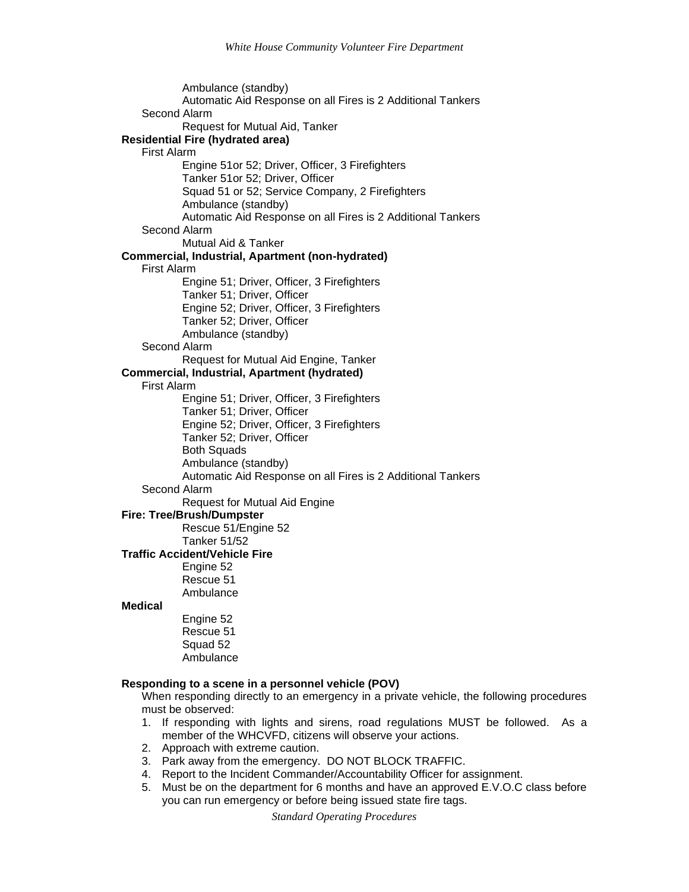Ambulance (standby)
Automatic Aid Response on all Fires is 2 Additional Tankers

Second Alarm

Request for Mutual Aid, Tanker

**Residential Fire (hydrated area)**

First Alarm

Engine 51or 52; Driver, Officer, 3 Firefighters
Tanker 51or 52; Driver, Officer
Squad 51 or 52; Service Company, 2 Firefighters
Ambulance (standby)
Automatic Aid Response on all Fires is 2 Additional Tankers

Second Alarm

Mutual Aid & Tanker

**Commercial, Industrial, Apartment (non-hydrated)**

First Alarm

Engine 51; Driver, Officer, 3 Firefighters
Tanker 51; Driver, Officer
Engine 52; Driver, Officer, 3 Firefighters
Tanker 52; Driver, Officer
Ambulance (standby)

Second Alarm

Request for Mutual Aid Engine, Tanker

**Commercial, Industrial, Apartment (hydrated)**

First Alarm

Engine 51; Driver, Officer, 3 Firefighters
Tanker 51; Driver, Officer
Engine 52; Driver, Officer, 3 Firefighters
Tanker 52; Driver, Officer
Both Squads
Ambulance (standby)
Automatic Aid Response on all Fires is 2 Additional Tankers

Second Alarm

Request for Mutual Aid Engine

**Fire: Tree/Brush/Dumpster**

Rescue 51/Engine 52
Tanker 51/52

**Traffic Accident/Vehicle Fire**

Engine 52
Rescue 51
Ambulance

**Medical**

Engine 52
Rescue 51
Squad 52
Ambulance

**Responding to a scene in a personnel vehicle (POV)**

When responding directly to an emergency in a private vehicle, the following procedures must be observed:

1. If responding with lights and sirens, road regulations MUST be followed. As a member of the WHCVFD, citizens will observe your actions.
2. Approach with extreme caution.
3. Park away from the emergency. DO NOT BLOCK TRAFFIC.
4. Report to the Incident Commander/Accountability Officer for assignment.
5. Must be on the department for 6 months and have an approved E.V.O.C class before you can run emergency or before being issued state fire tags.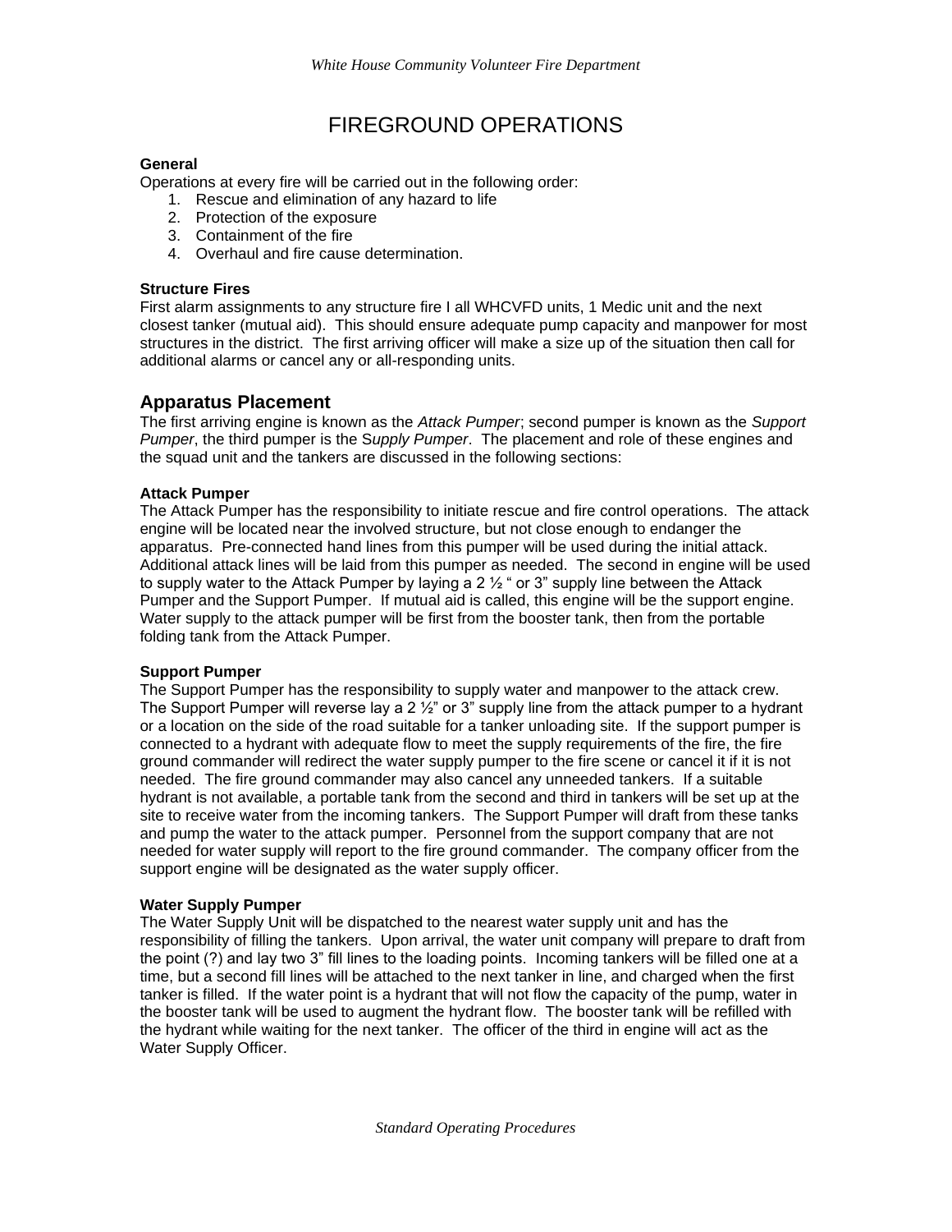# FIREGROUND OPERATIONS

**General**
Operations at every fire will be carried out in the following order:

1. Rescue and elimination of any hazard to life
2. Protection of the exposure
3. Containment of the fire
4. Overhaul and fire cause determination.

**Structure Fires**
First alarm assignments to any structure fire I all WHCVFD units, 1 Medic unit and the next closest tanker (mutual aid). This should ensure adequate pump capacity and manpower for most structures in the district. The first arriving officer will make a size up of the situation then call for additional alarms or cancel any or all-responding units.

## Apparatus Placement

The first arriving engine is known as the *Attack Pumper*; second pumper is known as the *Support Pumper*, the third pumper is the S*upply Pumper*. The placement and role of these engines and the squad unit and the tankers are discussed in the following sections:

**Attack Pumper**
The Attack Pumper has the responsibility to initiate rescue and fire control operations. The attack engine will be located near the involved structure, but not close enough to endanger the apparatus. Pre-connected hand lines from this pumper will be used during the initial attack. Additional attack lines will be laid from this pumper as needed. The second in engine will be used to supply water to the Attack Pumper by laying a 2 ½ " or 3" supply line between the Attack Pumper and the Support Pumper. If mutual aid is called, this engine will be the support engine. Water supply to the attack pumper will be first from the booster tank, then from the portable folding tank from the Attack Pumper.

**Support Pumper**
The Support Pumper has the responsibility to supply water and manpower to the attack crew. The Support Pumper will reverse lay a 2 ½" or 3" supply line from the attack pumper to a hydrant or a location on the side of the road suitable for a tanker unloading site. If the support pumper is connected to a hydrant with adequate flow to meet the supply requirements of the fire, the fire ground commander will redirect the water supply pumper to the fire scene or cancel it if it is not needed. The fire ground commander may also cancel any unneeded tankers. If a suitable hydrant is not available, a portable tank from the second and third in tankers will be set up at the site to receive water from the incoming tankers. The Support Pumper will draft from these tanks and pump the water to the attack pumper. Personnel from the support company that are not needed for water supply will report to the fire ground commander. The company officer from the support engine will be designated as the water supply officer.

**Water Supply Pumper**
The Water Supply Unit will be dispatched to the nearest water supply unit and has the responsibility of filling the tankers. Upon arrival, the water unit company will prepare to draft from the point (?) and lay two 3" fill lines to the loading points. Incoming tankers will be filled one at a time, but a second fill lines will be attached to the next tanker in line, and charged when the first tanker is filled. If the water point is a hydrant that will not flow the capacity of the pump, water in the booster tank will be used to augment the hydrant flow. The booster tank will be refilled with the hydrant while waiting for the next tanker. The officer of the third in engine will act as the Water Supply Officer.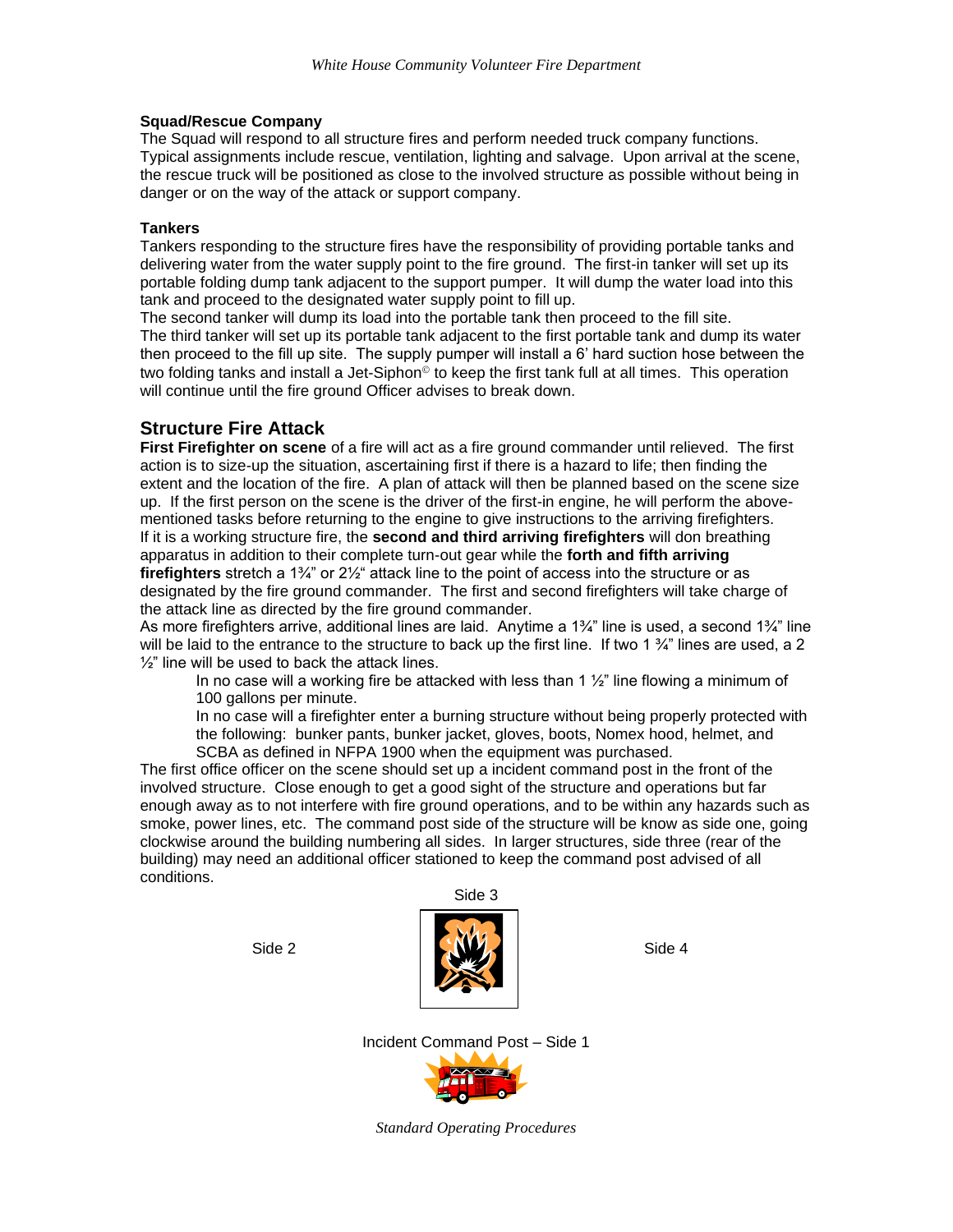**Squad/Rescue Company**
The Squad will respond to all structure fires and perform needed truck company functions. Typical assignments include rescue, ventilation, lighting and salvage. Upon arrival at the scene, the rescue truck will be positioned as close to the involved structure as possible without being in danger or on the way of the attack or support company.

**Tankers**
Tankers responding to the structure fires have the responsibility of providing portable tanks and delivering water from the water supply point to the fire ground. The first-in tanker will set up its portable folding dump tank adjacent to the support pumper. It will dump the water load into this tank and proceed to the designated water supply point to fill up.
The second tanker will dump its load into the portable tank then proceed to the fill site.
The third tanker will set up its portable tank adjacent to the first portable tank and dump its water then proceed to the fill up site. The supply pumper will install a 6' hard suction hose between the two folding tanks and install a Jet-Siphon© to keep the first tank full at all times. This operation will continue until the fire ground Officer advises to break down.

## Structure Fire Attack

**First Firefighter on scene** of a fire will act as a fire ground commander until relieved. The first action is to size-up the situation, ascertaining first if there is a hazard to life; then finding the extent and the location of the fire. A plan of attack will then be planned based on the scene size up. If the first person on the scene is the driver of the first-in engine, he will perform the above-mentioned tasks before returning to the engine to give instructions to the arriving firefighters.
If it is a working structure fire, the **second and third arriving firefighters** will don breathing apparatus in addition to their complete turn-out gear while the **forth and fifth arriving firefighters** stretch a 1¾" or 2½" attack line to the point of access into the structure or as designated by the fire ground commander. The first and second firefighters will take charge of the attack line as directed by the fire ground commander.
As more firefighters arrive, additional lines are laid. Anytime a 1¾" line is used, a second 1¾" line will be laid to the entrance to the structure to back up the first line. If two 1 ¾" lines are used, a 2 ½" line will be used to back the attack lines.

> In no case will a working fire be attacked with less than 1 ½" line flowing a minimum of 100 gallons per minute.
>
> In no case will a firefighter enter a burning structure without being properly protected with the following: bunker pants, bunker jacket, gloves, boots, Nomex hood, helmet, and SCBA as defined in NFPA 1900 when the equipment was purchased.

The first office officer on the scene should set up a incident command post in the front of the involved structure. Close enough to get a good sight of the structure and operations but far enough away as to not interfere with fire ground operations, and to be within any hazards such as smoke, power lines, etc. The command post side of the structure will be know as side one, going clockwise around the building numbering all sides. In larger structures, side three (rear of the building) may need an additional officer stationed to keep the command post advised of all conditions.

Side 3

Side 2 Side 4

Incident Command Post – Side 1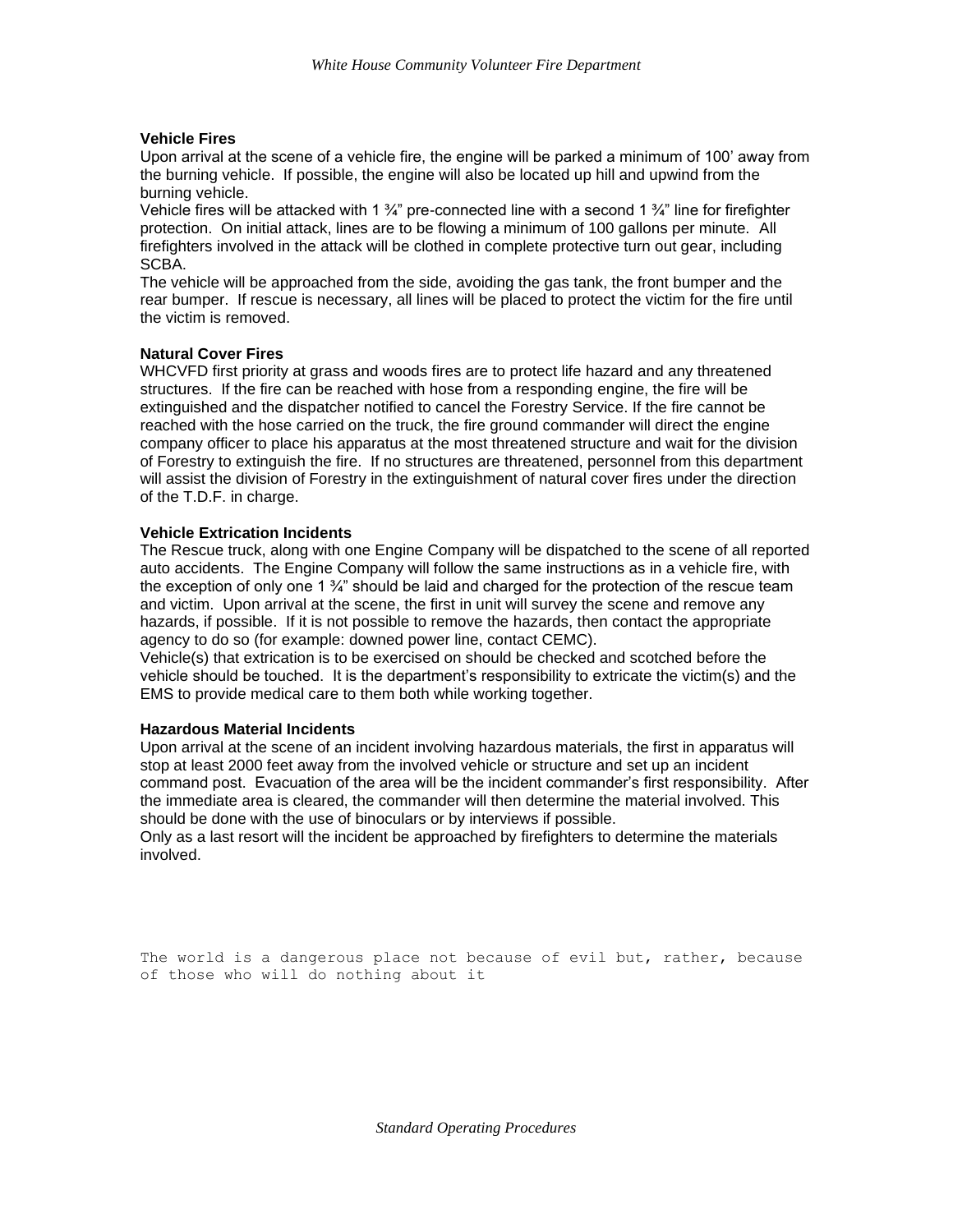**Vehicle Fires**

Upon arrival at the scene of a vehicle fire, the engine will be parked a minimum of 100' away from the burning vehicle. If possible, the engine will also be located up hill and upwind from the burning vehicle.

Vehicle fires will be attacked with 1 ¾" pre-connected line with a second 1 ¾" line for firefighter protection. On initial attack, lines are to be flowing a minimum of 100 gallons per minute. All firefighters involved in the attack will be clothed in complete protective turn out gear, including SCBA.

The vehicle will be approached from the side, avoiding the gas tank, the front bumper and the rear bumper. If rescue is necessary, all lines will be placed to protect the victim for the fire until the victim is removed.

**Natural Cover Fires**

WHCVFD first priority at grass and woods fires are to protect life hazard and any threatened structures. If the fire can be reached with hose from a responding engine, the fire will be extinguished and the dispatcher notified to cancel the Forestry Service. If the fire cannot be reached with the hose carried on the truck, the fire ground commander will direct the engine company officer to place his apparatus at the most threatened structure and wait for the division of Forestry to extinguish the fire. If no structures are threatened, personnel from this department will assist the division of Forestry in the extinguishment of natural cover fires under the direction of the T.D.F. in charge.

**Vehicle Extrication Incidents**

The Rescue truck, along with one Engine Company will be dispatched to the scene of all reported auto accidents. The Engine Company will follow the same instructions as in a vehicle fire, with the exception of only one 1 ¾" should be laid and charged for the protection of the rescue team and victim. Upon arrival at the scene, the first in unit will survey the scene and remove any hazards, if possible. If it is not possible to remove the hazards, then contact the appropriate agency to do so (for example: downed power line, contact CEMC).

Vehicle(s) that extrication is to be exercised on should be checked and scotched before the vehicle should be touched. It is the department's responsibility to extricate the victim(s) and the EMS to provide medical care to them both while working together.

**Hazardous Material Incidents**

Upon arrival at the scene of an incident involving hazardous materials, the first in apparatus will stop at least 2000 feet away from the involved vehicle or structure and set up an incident command post. Evacuation of the area will be the incident commander's first responsibility. After the immediate area is cleared, the commander will then determine the material involved. This should be done with the use of binoculars or by interviews if possible.

Only as a last resort will the incident be approached by firefighters to determine the materials involved.

The world is a dangerous place not because of evil but, rather, because of those who will do nothing about it